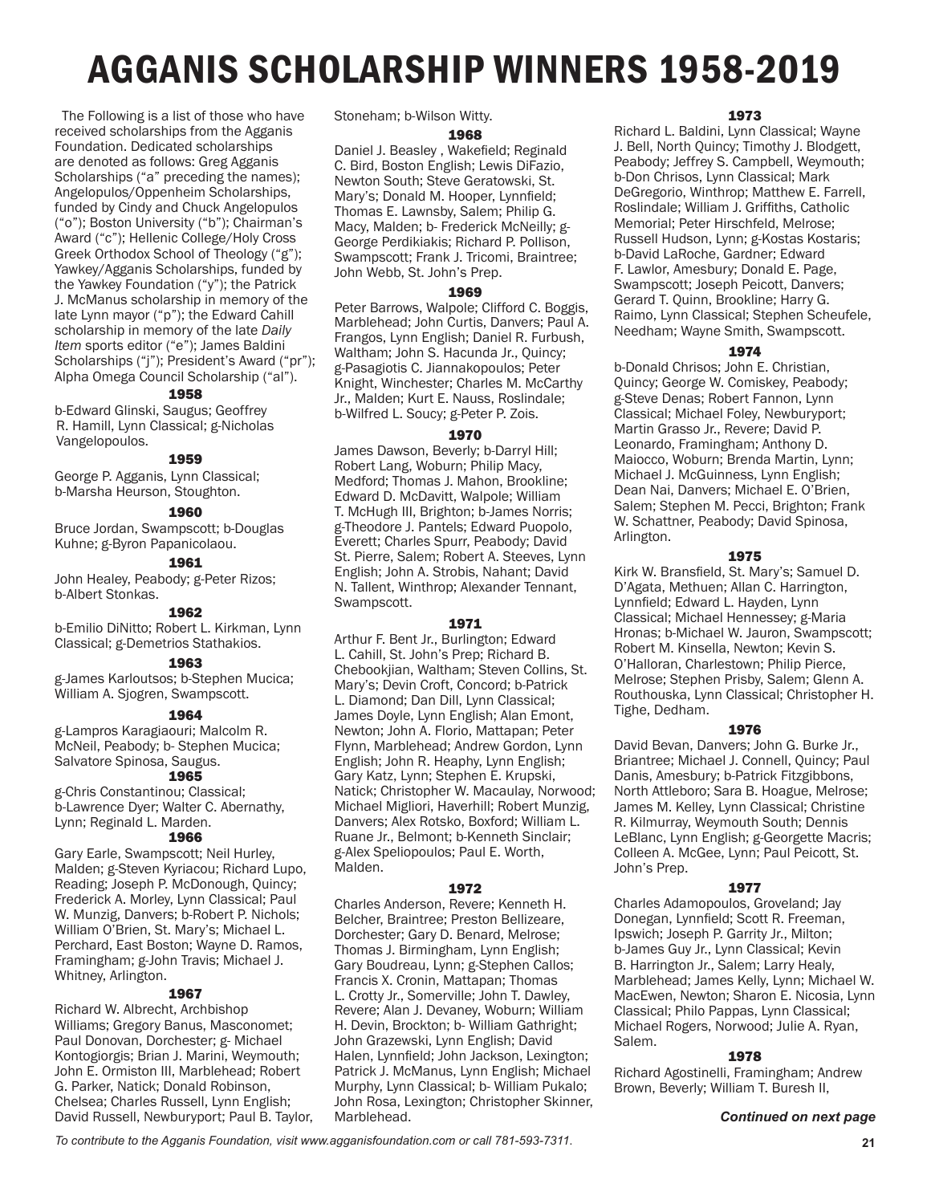# AGGANIS SCHOLARSHIP WINNERS 1958-2019

The Following is a list of those who have received scholarships from the Agganis Foundation. Dedicated scholarships are denoted as follows: Greg Agganis Scholarships ("a" preceding the names); Angelopulos/Oppenheim Scholarships, funded by Cindy and Chuck Angelopulos ("o"); Boston University ("b"); Chairman's Award ("c"); Hellenic College/Holy Cross Greek Orthodox School of Theology ("g"); Yawkey/Agganis Scholarships, funded by the Yawkey Foundation ("y"); the Patrick J. McManus scholarship in memory of the late Lynn mayor ("p"); the Edward Cahill scholarship in memory of the late *Daily Item* sports editor ("e"); James Baldini Scholarships ("j"); President's Award ("pr"); Alpha Omega Council Scholarship ("al").

### 1958

b-Edward Glinski, Saugus; Geoffrey R. Hamill, Lynn Classical; g-Nicholas Vangelopoulos.

### 1959

George P. Agganis, Lynn Classical; b-Marsha Heurson, Stoughton.

### 1960

Bruce Jordan, Swampscott; b-Douglas Kuhne; g-Byron Papanicolaou.

### 1961

John Healey, Peabody; g-Peter Rizos; b-Albert Stonkas.

### 1962

b-Emilio DiNitto; Robert L. Kirkman, Lynn Classical; g-Demetrios Stathakios.

### 1963

g-James Karloutsos; b-Stephen Mucica; William A. Sjogren, Swampscott.

### 1964

g-Lampros Karagiaouri; Malcolm R. McNeil, Peabody; b- Stephen Mucica; Salvatore Spinosa, Saugus.

### 1965

g-Chris Constantinou; Classical; b-Lawrence Dyer; Walter C. Abernathy, Lynn; Reginald L. Marden.

### 1966

Gary Earle, Swampscott; Neil Hurley, Malden; g-Steven Kyriacou; Richard Lupo, Reading; Joseph P. McDonough, Quincy; Frederick A. Morley, Lynn Classical; Paul W. Munzig, Danvers; b-Robert P. Nichols; William O'Brien, St. Mary's; Michael L. Perchard, East Boston; Wayne D. Ramos, Framingham; g-John Travis; Michael J. Whitney, Arlington.

### 1967

Richard W. Albrecht, Archbishop Williams; Gregory Banus, Masconomet; Paul Donovan, Dorchester; g- Michael Kontogiorgis; Brian J. Marini, Weymouth; John E. Ormiston III, Marblehead; Robert G. Parker, Natick; Donald Robinson, Chelsea; Charles Russell, Lynn English; David Russell, Newburyport; Paul B. Taylor, Stoneham; b-Wilson Witty.

### 1968

Daniel J. Beasley , Wakefield; Reginald C. Bird, Boston English; Lewis DiFazio, Newton South; Steve Geratowski, St. Mary's; Donald M. Hooper, Lynnfield; Thomas E. Lawnsby, Salem; Philip G. Macy, Malden; b- Frederick McNeilly; g-George Perdikiakis; Richard P. Pollison, Swampscott; Frank J. Tricomi, Braintree; John Webb, St. John's Prep.

### 1969

Peter Barrows, Walpole; Clifford C. Boggis, Marblehead; John Curtis, Danvers; Paul A. Frangos, Lynn English; Daniel R. Furbush, Waltham; John S. Hacunda Jr., Quincy; g-Pasagiotis C. Jiannakopoulos; Peter Knight, Winchester; Charles M. McCarthy Jr., Malden; Kurt E. Nauss, Roslindale; b-Wilfred L. Soucy; g-Peter P. Zois.

### 1970

James Dawson, Beverly; b-Darryl Hill; Robert Lang, Woburn; Philip Macy, Medford; Thomas J. Mahon, Brookline; Edward D. McDavitt, Walpole; William T. McHugh III, Brighton; b-James Norris; g-Theodore J. Pantels; Edward Puopolo, Everett; Charles Spurr, Peabody; David St. Pierre, Salem; Robert A. Steeves, Lynn English; John A. Strobis, Nahant; David N. Tallent, Winthrop; Alexander Tennant, Swampscott.

### 1971

Arthur F. Bent Jr., Burlington; Edward L. Cahill, St. John's Prep; Richard B. Chebookjian, Waltham; Steven Collins, St. Mary's; Devin Croft, Concord; b-Patrick L. Diamond; Dan Dill, Lynn Classical; James Doyle, Lynn English; Alan Emont, Newton; John A. Florio, Mattapan; Peter Flynn, Marblehead; Andrew Gordon, Lynn English; John R. Heaphy, Lynn English; Gary Katz, Lynn; Stephen E. Krupski, Natick; Christopher W. Macaulay, Norwood; Michael Migliori, Haverhill; Robert Munzig, Danvers; Alex Rotsko, Boxford; William L. Ruane Jr., Belmont; b-Kenneth Sinclair; g-Alex Speliopoulos; Paul E. Worth, Malden.

### 1972

Charles Anderson, Revere; Kenneth H. Belcher, Braintree; Preston Bellizeare, Dorchester; Gary D. Benard, Melrose; Thomas J. Birmingham, Lynn English; Gary Boudreau, Lynn; g-Stephen Callos; Francis X. Cronin, Mattapan; Thomas L. Crotty Jr., Somerville; John T. Dawley, Revere; Alan J. Devaney, Woburn; William H. Devin, Brockton; b- William Gathright; John Grazewski, Lynn English; David Halen, Lynnfield; John Jackson, Lexington; Patrick J. McManus, Lynn English; Michael Murphy, Lynn Classical; b- William Pukalo; John Rosa, Lexington; Christopher Skinner, Marblehead.

### 1973

Richard L. Baldini, Lynn Classical; Wayne J. Bell, North Quincy; Timothy J. Blodgett, Peabody; Jeffrey S. Campbell, Weymouth; b-Don Chrisos, Lynn Classical; Mark DeGregorio, Winthrop; Matthew E. Farrell, Roslindale; William J. Griffiths, Catholic Memorial; Peter Hirschfeld, Melrose; Russell Hudson, Lynn; g-Kostas Kostaris; b-David LaRoche, Gardner; Edward F. Lawlor, Amesbury; Donald E. Page, Swampscott; Joseph Peicott, Danvers; Gerard T. Quinn, Brookline; Harry G. Raimo, Lynn Classical; Stephen Scheufele, Needham; Wayne Smith, Swampscott.

### 1974

b-Donald Chrisos; John E. Christian, Quincy; George W. Comiskey, Peabody; g-Steve Denas; Robert Fannon, Lynn Classical; Michael Foley, Newburyport; Martin Grasso Jr., Revere; David P. Leonardo, Framingham; Anthony D. Maiocco, Woburn; Brenda Martin, Lynn; Michael J. McGuinness, Lynn English; Dean Nai, Danvers; Michael E. O'Brien, Salem; Stephen M. Pecci, Brighton; Frank W. Schattner, Peabody; David Spinosa, Arlington.

### 1975

Kirk W. Bransfield, St. Mary's; Samuel D. D'Agata, Methuen; Allan C. Harrington, Lynnfield; Edward L. Hayden, Lynn Classical; Michael Hennessey; g-Maria Hronas; b-Michael W. Jauron, Swampscott; Robert M. Kinsella, Newton; Kevin S. O'Halloran, Charlestown; Philip Pierce, Melrose; Stephen Prisby, Salem; Glenn A. Routhouska, Lynn Classical; Christopher H. Tighe, Dedham.

### 1976

David Bevan, Danvers; John G. Burke Jr., Briantree; Michael J. Connell, Quincy; Paul Danis, Amesbury; b-Patrick Fitzgibbons, North Attleboro; Sara B. Hoague, Melrose; James M. Kelley, Lynn Classical; Christine R. Kilmurray, Weymouth South; Dennis LeBlanc, Lynn English; g-Georgette Macris; Colleen A. McGee, Lynn; Paul Peicott, St. John's Prep.

### 1977

Charles Adamopoulos, Groveland; Jay Donegan, Lynnfield; Scott R. Freeman, Ipswich; Joseph P. Garrity Jr., Milton; b-James Guy Jr., Lynn Classical; Kevin B. Harrington Jr., Salem; Larry Healy, Marblehead; James Kelly, Lynn; Michael W. MacEwen, Newton; Sharon E. Nicosia, Lynn Classical; Philo Pappas, Lynn Classical; Michael Rogers, Norwood; Julie A. Ryan, Salem.

### 1978

Richard Agostinelli, Framingham; Andrew Brown, Beverly; William T. Buresh II,

***Continued on next page***

*To contribute to the Agganis Foundation, visit www.agganisfoundation.com or call 781-593-7311.*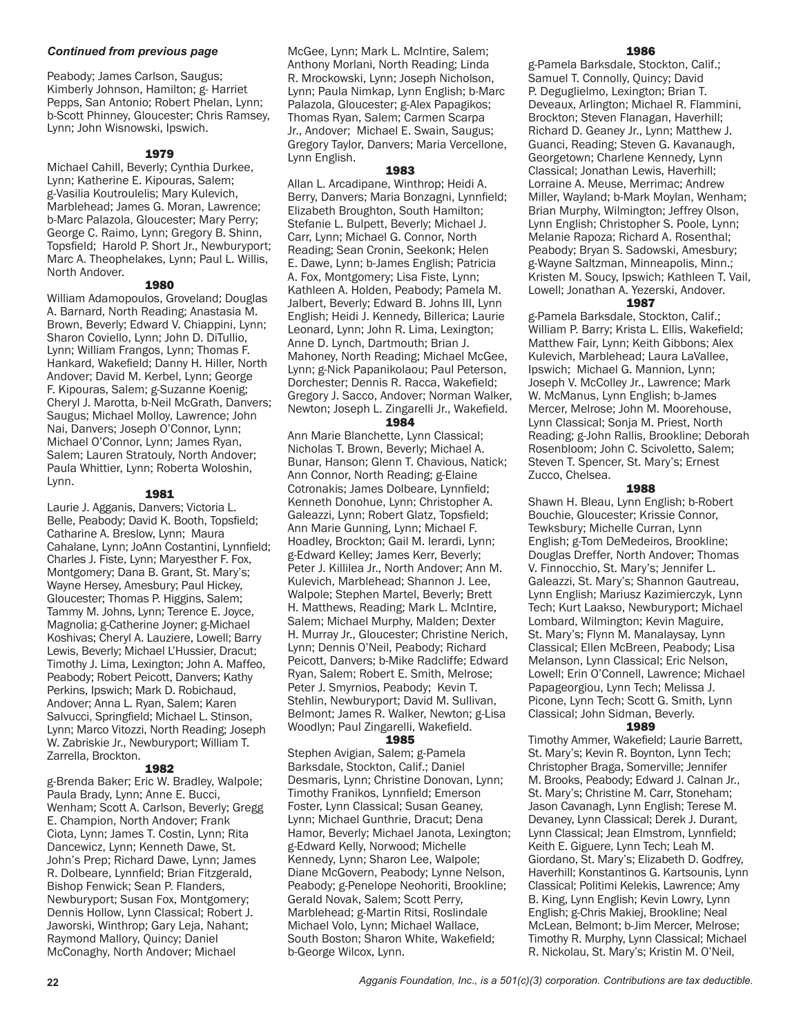*Continued from previous page*

Peabody; James Carlson, Saugus; Kimberly Johnson, Hamilton; g- Harriet Pepps, San Antonio; Robert Phelan, Lynn; b-Scott Phinney, Gloucester; Chris Ramsey, Lynn; John Wisnowski, Ipswich.

### 1979

Michael Cahill, Beverly; Cynthia Durkee, Lynn; Katherine E. Kipouras, Salem; g-Vasilia Koutroulelis; Mary Kulevich, Marblehead; James G. Moran, Lawrence; b-Marc Palazola, Gloucester; Mary Perry; George C. Raimo, Lynn; Gregory B. Shinn, Topsfield; Harold P. Short Jr., Newburyport; Marc A. Theophelakes, Lynn; Paul L. Willis, North Andover.

### 1980

William Adamopoulos, Groveland; Douglas A. Barnard, North Reading; Anastasia M. Brown, Beverly; Edward V. Chiappini, Lynn; Sharon Coviello, Lynn; John D. DiTullio, Lynn; William Frangos, Lynn; Thomas F. Hankard, Wakefield; Danny H. Hiller, North Andover; David M. Kerbel, Lynn; George F. Kipouras, Salem; g-Suzanne Koenig; Cheryl J. Marotta, b-Neil McGrath, Danvers; Saugus; Michael Molloy, Lawrence; John Nai, Danvers; Joseph O'Connor, Lynn; Michael O'Connor, Lynn; James Ryan, Salem; Lauren Stratouly, North Andover; Paula Whittier, Lynn; Roberta Woloshin, Lynn.

### 1981

Laurie J. Agganis, Danvers; Victoria L. Belle, Peabody; David K. Booth, Topsfield; Catharine A. Breslow, Lynn; Maura Cahalane, Lynn; JoAnn Costantini, Lynnfield; Charles J. Fiste, Lynn; Maryesther F. Fox, Montgomery; Dana B. Grant, St. Mary's; Wayne Hersey, Amesbury; Paul Hickey, Gloucester; Thomas P. Higgins, Salem; Tammy M. Johns, Lynn; Terence E. Joyce, Magnolia; g-Catherine Joyner; g-Michael Koshivas; Cheryl A. Lauziere, Lowell; Barry Lewis, Beverly; Michael L'Hussier, Dracut; Timothy J. Lima, Lexington; John A. Maffeo, Peabody; Robert Peicott, Danvers; Kathy Perkins, Ipswich; Mark D. Robichaud, Andover; Anna L. Ryan, Salem; Karen Salvucci, Springfield; Michael L. Stinson, Lynn; Marco Vitozzi, North Reading; Joseph W. Zabriskie Jr., Newburyport; William T. Zarrella, Brockton.

### 1982

g-Brenda Baker; Eric W. Bradley, Walpole; Paula Brady, Lynn; Anne E. Bucci, Wenham; Scott A. Carlson, Beverly; Gregg E. Champion, North Andover; Frank Ciota, Lynn; James T. Costin, Lynn; Rita Dancewicz, Lynn; Kenneth Dawe, St. John's Prep; Richard Dawe, Lynn; James R. Dolbeare, Lynnfield; Brian Fitzgerald, Bishop Fenwick; Sean P. Flanders, Newburyport; Susan Fox, Montgomery; Dennis Hollow, Lynn Classical; Robert J. Jaworski, Winthrop; Gary Leja, Nahant; Raymond Mallory, Quincy; Daniel McConaghy, North Andover; Michael McGee, Lynn; Mark L. McIntire, Salem; Anthony Morlani, North Reading; Linda R. Mrockowski, Lynn; Joseph Nicholson, Lynn; Paula Nimkap, Lynn English; b-Marc Palazola, Gloucester; g-Alex Papagikos; Thomas Ryan, Salem; Carmen Scarpa Jr., Andover; Michael E. Swain, Saugus; Gregory Taylor, Danvers; Maria Vercellone, Lynn English.

### 1983

Allan L. Arcadipane, Winthrop; Heidi A. Berry, Danvers; Maria Bonzagni, Lynnfield; Elizabeth Broughton, South Hamilton; Stefanie L. Bulpett, Beverly; Michael J. Carr, Lynn; Michael G. Connor, North Reading; Sean Cronin, Seekonk; Helen E. Dawe, Lynn; b-James English; Patricia A. Fox, Montgomery; Lisa Fiste, Lynn; Kathleen A. Holden, Peabody; Pamela M. Jalbert, Beverly; Edward B. Johns III, Lynn English; Heidi J. Kennedy, Billerica; Laurie Leonard, Lynn; John R. Lima, Lexington; Anne D. Lynch, Dartmouth; Brian J. Mahoney, North Reading; Michael McGee, Lynn; g-Nick Papanikolaou; Paul Peterson, Dorchester; Dennis R. Racca, Wakefield; Gregory J. Sacco, Andover; Norman Walker, Newton; Joseph L. Zingarelli Jr., Wakefield.

### 1984

Ann Marie Blanchette, Lynn Classical; Nicholas T. Brown, Beverly; Michael A. Bunar, Hanson; Glenn T. Chavious, Natick; Ann Connor, North Reading; g-Elaine Cotronakis; James Dolbeare, Lynnfield; Kenneth Donohue, Lynn; Christopher A. Galeazzi, Lynn; Robert Glatz, Topsfield; Ann Marie Gunning, Lynn; Michael F. Hoadley, Brockton; Gail M. Ierardi, Lynn; g-Edward Kelley; James Kerr, Beverly; Peter J. Killilea Jr., North Andover; Ann M. Kulevich, Marblehead; Shannon J. Lee, Walpole; Stephen Martel, Beverly; Brett H. Matthews, Reading; Mark L. McIntire, Salem; Michael Murphy, Malden; Dexter H. Murray Jr., Gloucester; Christine Nerich, Lynn; Dennis O'Neil, Peabody; Richard Peicott, Danvers; b-Mike Radcliffe; Edward Ryan, Salem; Robert E. Smith, Melrose; Peter J. Smyrnios, Peabody; Kevin T. Stehlin, Newburyport; David M. Sullivan, Belmont; James R. Walker, Newton; g-Lisa Woodlyn; Paul Zingarelli, Wakefield.

### 1985

Stephen Avigian, Salem; g-Pamela Barksdale, Stockton, Calif.; Daniel Desmaris, Lynn; Christine Donovan, Lynn; Timothy Franikos, Lynnfield; Emerson Foster, Lynn Classical; Susan Geaney, Lynn; Michael Gunthrie, Dracut; Dena Hamor, Beverly; Michael Janota, Lexington; g-Edward Kelly, Norwood; Michelle Kennedy, Lynn; Sharon Lee, Walpole; Diane McGovern, Peabody; Lynne Nelson, Peabody; g-Penelope Neohoriti, Brookline; Gerald Novak, Salem; Scott Perry, Marblehead; g-Martin Ritsi, Roslindale Michael Volo, Lynn; Michael Wallace, South Boston; Sharon White, Wakefield; b-George Wilcox, Lynn.

### 1986

g-Pamela Barksdale, Stockton, Calif.; Samuel T. Connolly, Quincy; David P. Deguglielmo, Lexington; Brian T. Deveaux, Arlington; Michael R. Flammini, Brockton; Steven Flanagan, Haverhill; Richard D. Geaney Jr., Lynn; Matthew J. Guanci, Reading; Steven G. Kavanaugh, Georgetown; Charlene Kennedy, Lynn Classical; Jonathan Lewis, Haverhill; Lorraine A. Meuse, Merrimac; Andrew Miller, Wayland; b-Mark Moylan, Wenham; Brian Murphy, Wilmington; Jeffrey Olson, Lynn English; Christopher S. Poole, Lynn; Melanie Rapoza; Richard A. Rosenthal; Peabody; Bryan S. Sadowski, Amesbury; g-Wayne Saltzman, Minneapolis, Minn.; Kristen M. Soucy, Ipswich; Kathleen T. Vail, Lowell; Jonathan A. Yezerski, Andover.

### 1987

g-Pamela Barksdale, Stockton, Calif.; William P. Barry; Krista L. Ellis, Wakefield; Matthew Fair, Lynn; Keith Gibbons; Alex Kulevich, Marblehead; Laura LaVallee, Ipswich; Michael G. Mannion, Lynn; Joseph V. McColley Jr., Lawrence; Mark W. McManus, Lynn English; b-James Mercer, Melrose; John M. Moorehouse, Lynn Classical; Sonja M. Priest, North Reading; g-John Rallis, Brookline; Deborah Rosenbloom; John C. Scivoletto, Salem; Steven T. Spencer, St. Mary's; Ernest Zucco, Chelsea.

### 1988

Shawn H. Bleau, Lynn English; b-Robert Bouchie, Gloucester; Krissie Connor, Tewksbury; Michelle Curran, Lynn English; g-Tom DeMedeiros, Brookline; Douglas Dreffer, North Andover; Thomas V. Finnocchio, St. Mary's; Jennifer L. Galeazzi, St. Mary's; Shannon Gautreau, Lynn English; Mariusz Kazimierczyk, Lynn Tech; Kurt Laakso, Newburyport; Michael Lombard, Wilmington; Kevin Maguire, St. Mary's; Flynn M. Manalaysay, Lynn Classical; Ellen McBreen, Peabody; Lisa Melanson, Lynn Classical; Eric Nelson, Lowell; Erin O'Connell, Lawrence; Michael Papageorgiou, Lynn Tech; Melissa J. Picone, Lynn Tech; Scott G. Smith, Lynn Classical; John Sidman, Beverly.

### 1989

Timothy Ammer, Wakefield; Laurie Barrett, St. Mary's; Kevin R. Boynton, Lynn Tech; Christopher Braga, Somerville; Jennifer M. Brooks, Peabody; Edward J. Calnan Jr., St. Mary's; Christine M. Carr, Stoneham; Jason Cavanagh, Lynn English; Terese M. Devaney, Lynn Classical; Derek J. Durant, Lynn Classical; Jean Elmstrom, Lynnfield; Keith E. Giguere, Lynn Tech; Leah M. Giordano, St. Mary's; Elizabeth D. Godfrey, Haverhill; Konstantinos G. Kartsounis, Lynn Classical; Politimi Kelekis, Lawrence; Amy B. King, Lynn English; Kevin Lowry, Lynn English; g-Chris Makiej, Brookline; Neal McLean, Belmont; b-Jim Mercer, Melrose; Timothy R. Murphy, Lynn Classical; Michael R. Nickolau, St. Mary's; Kristin M. O'Neil,

*Agganis Foundation, Inc., is a 501(c)(3) corporation. Contributions are tax deductible.*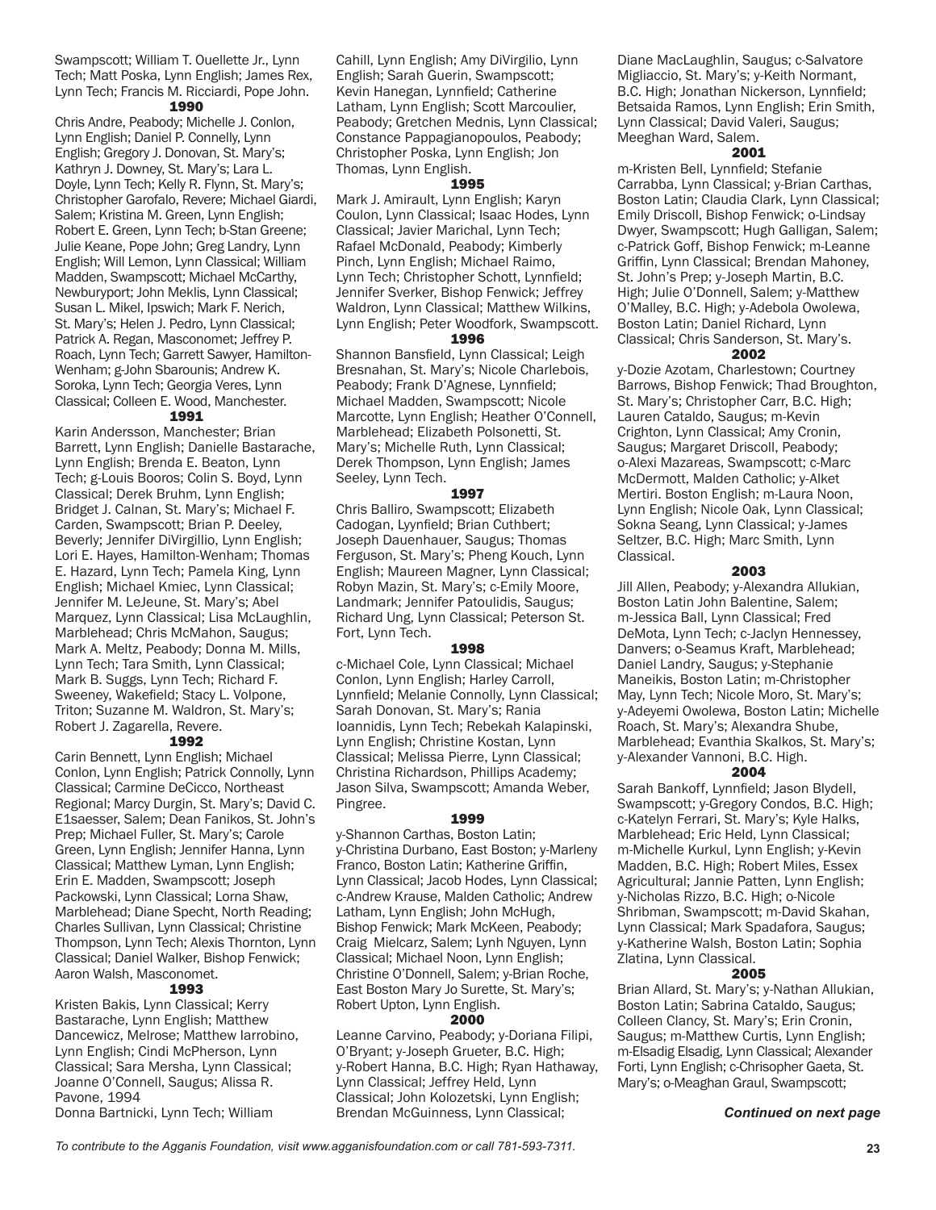Swampscott; William T. Ouellette Jr., Lynn Tech; Matt Poska, Lynn English; James Rex, Lynn Tech; Francis M. Ricciardi, Pope John.

**1990**

Chris Andre, Peabody; Michelle J. Conlon, Lynn English; Daniel P. Connelly, Lynn English; Gregory J. Donovan, St. Mary's; Kathryn J. Downey, St. Mary's; Lara L. Doyle, Lynn Tech; Kelly R. Flynn, St. Mary's; Christopher Garofalo, Revere; Michael Giardi, Salem; Kristina M. Green, Lynn English; Robert E. Green, Lynn Tech; b-Stan Greene; Julie Keane, Pope John; Greg Landry, Lynn English; Will Lemon, Lynn Classical; William Madden, Swampscott; Michael McCarthy, Newburyport; John Meklis, Lynn Classical; Susan L. Mikel, Ipswich; Mark F. Nerich, St. Mary's; Helen J. Pedro, Lynn Classical; Patrick A. Regan, Masconomet; Jeffrey P. Roach, Lynn Tech; Garrett Sawyer, Hamilton-Wenham; g-John Sbarounis; Andrew K. Soroka, Lynn Tech; Georgia Veres, Lynn Classical; Colleen E. Wood, Manchester.

**1991**

Karin Andersson, Manchester; Brian Barrett, Lynn English; Danielle Bastarache, Lynn English; Brenda E. Beaton, Lynn Tech; g-Louis Booros; Colin S. Boyd, Lynn Classical; Derek Bruhm, Lynn English; Bridget J. Calnan, St. Mary's; Michael F. Carden, Swampscott; Brian P. Deeley, Beverly; Jennifer DiVirgillio, Lynn English; Lori E. Hayes, Hamilton-Wenham; Thomas E. Hazard, Lynn Tech; Pamela King, Lynn English; Michael Kmiec, Lynn Classical; Jennifer M. LeJeune, St. Mary's; Abel Marquez, Lynn Classical; Lisa McLaughlin, Marblehead; Chris McMahon, Saugus; Mark A. Meltz, Peabody; Donna M. Mills, Lynn Tech; Tara Smith, Lynn Classical; Mark B. Suggs, Lynn Tech; Richard F. Sweeney, Wakefield; Stacy L. Volpone, Triton; Suzanne M. Waldron, St. Mary's; Robert J. Zagarella, Revere.

**1992**

Carin Bennett, Lynn English; Michael Conlon, Lynn English; Patrick Connolly, Lynn Classical; Carmine DeCicco, Northeast Regional; Marcy Durgin, St. Mary's; David C. E1saesser, Salem; Dean Fanikos, St. John's Prep; Michael Fuller, St. Mary's; Carole Green, Lynn English; Jennifer Hanna, Lynn Classical; Matthew Lyman, Lynn English; Erin E. Madden, Swampscott; Joseph Packowski, Lynn Classical; Lorna Shaw, Marblehead; Diane Specht, North Reading; Charles Sullivan, Lynn Classical; Christine Thompson, Lynn Tech; Alexis Thornton, Lynn Classical; Daniel Walker, Bishop Fenwick; Aaron Walsh, Masconomet.

**1993**

Kristen Bakis, Lynn Classical; Kerry Bastarache, Lynn English; Matthew Dancewicz, Melrose; Matthew Iarrobino, Lynn English; Cindi McPherson, Lynn Classical; Sara Mersha, Lynn Classical; Joanne O'Connell, Saugus; Alissa R. Pavone, 1994

Donna Bartnicki, Lynn Tech; William Cahill, Lynn English; Amy DiVirgilio, Lynn English; Sarah Guerin, Swampscott; Kevin Hanegan, Lynnfield; Catherine Latham, Lynn English; Scott Marcoulier, Peabody; Gretchen Mednis, Lynn Classical; Constance Pappagianopoulos, Peabody; Christopher Poska, Lynn English; Jon Thomas, Lynn English.

**1995**

Mark J. Amirault, Lynn English; Karyn Coulon, Lynn Classical; Isaac Hodes, Lynn Classical; Javier Marichal, Lynn Tech; Rafael McDonald, Peabody; Kimberly Pinch, Lynn English; Michael Raimo, Lynn Tech; Christopher Schott, Lynnfield; Jennifer Sverker, Bishop Fenwick; Jeffrey Waldron, Lynn Classical; Matthew Wilkins, Lynn English; Peter Woodfork, Swampscott.

**1996**

Shannon Bansfield, Lynn Classical; Leigh Bresnahan, St. Mary's; Nicole Charlebois, Peabody; Frank D'Agnese, Lynnfield; Michael Madden, Swampscott; Nicole Marcotte, Lynn English; Heather O'Connell, Marblehead; Elizabeth Polsonetti, St. Mary's; Michelle Ruth, Lynn Classical; Derek Thompson, Lynn English; James Seeley, Lynn Tech.

**1997**

Chris Balliro, Swampscott; Elizabeth Cadogan, Lyynfield; Brian Cuthbert; Joseph Dauenhauer, Saugus; Thomas Ferguson, St. Mary's; Pheng Kouch, Lynn English; Maureen Magner, Lynn Classical; Robyn Mazin, St. Mary's; c-Emily Moore, Landmark; Jennifer Patoulidis, Saugus; Richard Ung, Lynn Classical; Peterson St. Fort, Lynn Tech.

**1998**

c-Michael Cole, Lynn Classical; Michael Conlon, Lynn English; Harley Carroll, Lynnfield; Melanie Connolly, Lynn Classical; Sarah Donovan, St. Mary's; Rania Ioannidis, Lynn Tech; Rebekah Kalapinski, Lynn English; Christine Kostan, Lynn Classical; Melissa Pierre, Lynn Classical; Christina Richardson, Phillips Academy; Jason Silva, Swampscott; Amanda Weber, Pingree.

**1999**

y-Shannon Carthas, Boston Latin; y-Christina Durbano, East Boston; y-Marleny Franco, Boston Latin; Katherine Griffin, Lynn Classical; Jacob Hodes, Lynn Classical; c-Andrew Krause, Malden Catholic; Andrew Latham, Lynn English; John McHugh, Bishop Fenwick; Mark McKeen, Peabody; Craig Mielcarz, Salem; Lynh Nguyen, Lynn Classical; Michael Noon, Lynn English; Christine O'Donnell, Salem; y-Brian Roche, East Boston Mary Jo Surette, St. Mary's; Robert Upton, Lynn English.

**2000**

Leanne Carvino, Peabody; y-Doriana Filipi, O'Bryant; y-Joseph Grueter, B.C. High; y-Robert Hanna, B.C. High; Ryan Hathaway, Lynn Classical; Jeffrey Held, Lynn Classical; John Kolozetski, Lynn English; Brendan McGuinness, Lynn Classical; Diane MacLaughlin, Saugus; c-Salvatore Migliaccio, St. Mary's; y-Keith Normant, B.C. High; Jonathan Nickerson, Lynnfield; Betsaida Ramos, Lynn English; Erin Smith, Lynn Classical; David Valeri, Saugus; Meeghan Ward, Salem.

**2001**

m-Kristen Bell, Lynnfield; Stefanie Carrabba, Lynn Classical; y-Brian Carthas, Boston Latin; Claudia Clark, Lynn Classical; Emily Driscoll, Bishop Fenwick; o-Lindsay Dwyer, Swampscott; Hugh Galligan, Salem; c-Patrick Goff, Bishop Fenwick; m-Leanne Griffin, Lynn Classical; Brendan Mahoney, St. John's Prep; y-Joseph Martin, B.C. High; Julie O'Donnell, Salem; y-Matthew O'Malley, B.C. High; y-Adebola Owolewa, Boston Latin; Daniel Richard, Lynn Classical; Chris Sanderson, St. Mary's.

**2002**

y-Dozie Azotam, Charlestown; Courtney Barrows, Bishop Fenwick; Thad Broughton, St. Mary's; Christopher Carr, B.C. High; Lauren Cataldo, Saugus; m-Kevin Crighton, Lynn Classical; Amy Cronin, Saugus; Margaret Driscoll, Peabody; o-Alexi Mazareas, Swampscott; c-Marc McDermott, Malden Catholic; y-Alket Mertiri. Boston English; m-Laura Noon, Lynn English; Nicole Oak, Lynn Classical; Sokna Seang, Lynn Classical; y-James Seltzer, B.C. High; Marc Smith, Lynn Classical.

**2003**

Jill Allen, Peabody; y-Alexandra Allukian, Boston Latin John Balentine, Salem; m-Jessica Ball, Lynn Classical; Fred DeMota, Lynn Tech; c-Jaclyn Hennessey, Danvers; o-Seamus Kraft, Marblehead; Daniel Landry, Saugus; y-Stephanie Maneikis, Boston Latin; m-Christopher May, Lynn Tech; Nicole Moro, St. Mary's; y-Adeyemi Owolewa, Boston Latin; Michelle Roach, St. Mary's; Alexandra Shube, Marblehead; Evanthia Skalkos, St. Mary's; y-Alexander Vannoni, B.C. High.

**2004**

Sarah Bankoff, Lynnfield; Jason Blydell, Swampscott; y-Gregory Condos, B.C. High; c-Katelyn Ferrari, St. Mary's; Kyle Halks, Marblehead; Eric Held, Lynn Classical; m-Michelle Kurkul, Lynn English; y-Kevin Madden, B.C. High; Robert Miles, Essex Agricultural; Jannie Patten, Lynn English; y-Nicholas Rizzo, B.C. High; o-Nicole Shribman, Swampscott; m-David Skahan, Lynn Classical; Mark Spadafora, Saugus; y-Katherine Walsh, Boston Latin; Sophia Zlatina, Lynn Classical.

**2005**

Brian Allard, St. Mary's; y-Nathan Allukian, Boston Latin; Sabrina Cataldo, Saugus; Colleen Clancy, St. Mary's; Erin Cronin, Saugus; m-Matthew Curtis, Lynn English; m-Elsadig Elsadig, Lynn Classical; Alexander Forti, Lynn English; c-Chrisopher Gaeta, St. Mary's; o-Meaghan Graul, Swampscott;

*Continued on next page*

*To contribute to the Agganis Foundation, visit www.agganisfoundation.com or call 781-593-7311.*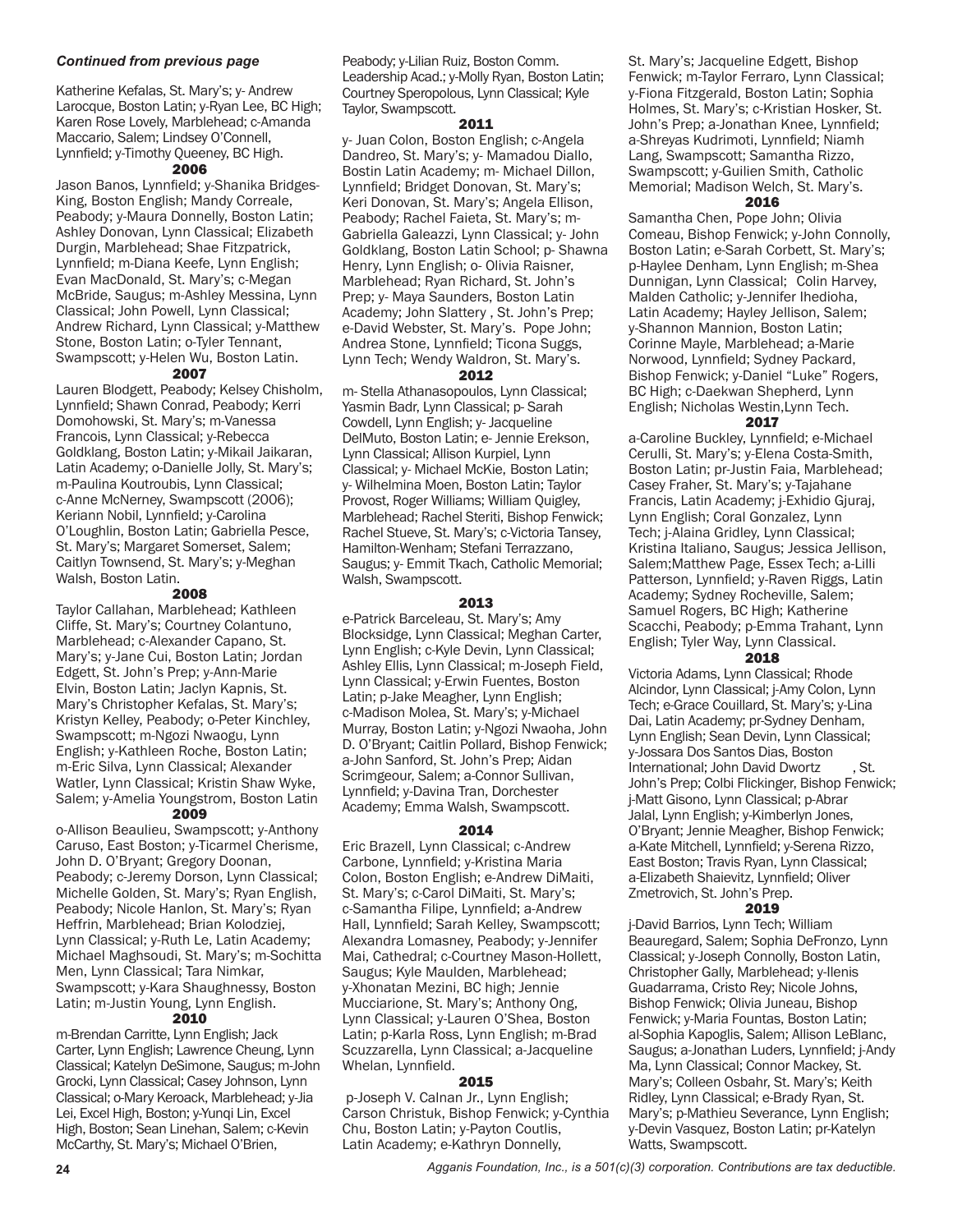***Continued from previous page***

Katherine Kefalas, St. Mary's; y- Andrew Larocque, Boston Latin; y-Ryan Lee, BC High; Karen Rose Lovely, Marblehead; c-Amanda Maccario, Salem; Lindsey O'Connell, Lynnfield; y-Timothy Queeney, BC High.

**2006**

Jason Banos, Lynnfield; y-Shanika Bridges-King, Boston English; Mandy Correale, Peabody; y-Maura Donnelly, Boston Latin; Ashley Donovan, Lynn Classical; Elizabeth Durgin, Marblehead; Shae Fitzpatrick, Lynnfield; m-Diana Keefe, Lynn English; Evan MacDonald, St. Mary's; c-Megan McBride, Saugus; m-Ashley Messina, Lynn Classical; John Powell, Lynn Classical; Andrew Richard, Lynn Classical; y-Matthew Stone, Boston Latin; o-Tyler Tennant, Swampscott; y-Helen Wu, Boston Latin.

**2007**

Lauren Blodgett, Peabody; Kelsey Chisholm, Lynnfield; Shawn Conrad, Peabody; Kerri Domohowski, St. Mary's; m-Vanessa Francois, Lynn Classical; y-Rebecca Goldklang, Boston Latin; y-Mikail Jaikaran, Latin Academy; o-Danielle Jolly, St. Mary's; m-Paulina Koutroubis, Lynn Classical; c-Anne McNerney, Swampscott (2006); Keriann Nobil, Lynnfield; y-Carolina O'Loughlin, Boston Latin; Gabriella Pesce, St. Mary's; Margaret Somerset, Salem; Caitlyn Townsend, St. Mary's; y-Meghan Walsh, Boston Latin.

**2008**

Taylor Callahan, Marblehead; Kathleen Cliffe, St. Mary's; Courtney Colantuno, Marblehead; c-Alexander Capano, St. Mary's; y-Jane Cui, Boston Latin; Jordan Edgett, St. John's Prep; y-Ann-Marie Elvin, Boston Latin; Jaclyn Kapnis, St. Mary's Christopher Kefalas, St. Mary's; Kristyn Kelley, Peabody; o-Peter Kinchley, Swampscott; m-Ngozi Nwaogu, Lynn English; y-Kathleen Roche, Boston Latin; m-Eric Silva, Lynn Classical; Alexander Watler, Lynn Classical; Kristin Shaw Wyke, Salem; y-Amelia Youngstrom, Boston Latin

**2009**

o-Allison Beaulieu, Swampscott; y-Anthony Caruso, East Boston; y-Ticarmel Cherisme, John D. O'Bryant; Gregory Doonan, Peabody; c-Jeremy Dorson, Lynn Classical; Michelle Golden, St. Mary's; Ryan English, Peabody; Nicole Hanlon, St. Mary's; Ryan Heffrin, Marblehead; Brian Kolodziej, Lynn Classical; y-Ruth Le, Latin Academy; Michael Maghsoudi, St. Mary's; m-Sochitta Men, Lynn Classical; Tara Nimkar, Swampscott; y-Kara Shaughnessy, Boston Latin; m-Justin Young, Lynn English.

**2010**

m-Brendan Carritte, Lynn English; Jack Carter, Lynn English; Lawrence Cheung, Lynn Classical; Katelyn DeSimone, Saugus; m-John Grocki, Lynn Classical; Casey Johnson, Lynn Classical; o-Mary Keroack, Marblehead; y-Jia Lei, Excel High, Boston; y-Yunqi Lin, Excel High, Boston; Sean Linehan, Salem; c-Kevin McCarthy, St. Mary's; Michael O'Brien, Peabody; y-Lilian Ruiz, Boston Comm. Leadership Acad.; y-Molly Ryan, Boston Latin; Courtney Speropolous, Lynn Classical; Kyle Taylor, Swampscott.

**2011**

y- Juan Colon, Boston English; c-Angela Dandreo, St. Mary's; y- Mamadou Diallo, Bostin Latin Academy; m- Michael Dillon, Lynnfield; Bridget Donovan, St. Mary's; Keri Donovan, St. Mary's; Angela Ellison, Peabody; Rachel Faieta, St. Mary's; m-Gabriella Galeazzi, Lynn Classical; y- John Goldklang, Boston Latin School; p- Shawna Henry, Lynn English; o- Olivia Raisner, Marblehead; Ryan Richard, St. John's Prep; y- Maya Saunders, Boston Latin Academy; John Slattery , St. John's Prep; e-David Webster, St. Mary's. Pope John; Andrea Stone, Lynnfield; Ticona Suggs, Lynn Tech; Wendy Waldron, St. Mary's.

**2012**

m- Stella Athanasopoulos, Lynn Classical; Yasmin Badr, Lynn Classical; p- Sarah Cowdell, Lynn English; y- Jacqueline DelMuto, Boston Latin; e- Jennie Erekson, Lynn Classical; Allison Kurpiel, Lynn Classical; y- Michael McKie, Boston Latin; y- Wilhelmina Moen, Boston Latin; Taylor Provost, Roger Williams; William Quigley, Marblehead; Rachel Steriti, Bishop Fenwick; Rachel Stueve, St. Mary's; c-Victoria Tansey, Hamilton-Wenham; Stefani Terrazzano, Saugus; y- Emmit Tkach, Catholic Memorial; Walsh, Swampscott.

**2013**

e-Patrick Barceleau, St. Mary's; Amy Blocksidge, Lynn Classical; Meghan Carter, Lynn English; c-Kyle Devin, Lynn Classical; Ashley Ellis, Lynn Classical; m-Joseph Field, Lynn Classical; y-Erwin Fuentes, Boston Latin; p-Jake Meagher, Lynn English; c-Madison Molea, St. Mary's; y-Michael Murray, Boston Latin; y-Ngozi Nwaoha, John D. O'Bryant; Caitlin Pollard, Bishop Fenwick; a-John Sanford, St. John's Prep; Aidan Scrimgeour, Salem; a-Connor Sullivan, Lynnfield; y-Davina Tran, Dorchester Academy; Emma Walsh, Swampscott.

**2014**

Eric Brazell, Lynn Classical; c-Andrew Carbone, Lynnfield; y-Kristina Maria Colon, Boston English; e-Andrew DiMaiti, St. Mary's; c-Carol DiMaiti, St. Mary's; c-Samantha Filipe, Lynnfield; a-Andrew Hall, Lynnfield; Sarah Kelley, Swampscott; Alexandra Lomasney, Peabody; y-Jennifer Mai, Cathedral; c-Courtney Mason-Hollett, Saugus; Kyle Maulden, Marblehead; y-Xhonatan Mezini, BC high; Jennie Mucciarione, St. Mary's; Anthony Ong, Lynn Classical; y-Lauren O'Shea, Boston Latin; p-Karla Ross, Lynn English; m-Brad Scuzzarella, Lynn Classical; a-Jacqueline Whelan, Lynnfield.

**2015**

p-Joseph V. Calnan Jr., Lynn English; Carson Christuk, Bishop Fenwick; y-Cynthia Chu, Boston Latin; y-Payton Coutlis, Latin Academy; e-Kathryn Donnelly, St. Mary's; Jacqueline Edgett, Bishop Fenwick; m-Taylor Ferraro, Lynn Classical; y-Fiona Fitzgerald, Boston Latin; Sophia Holmes, St. Mary's; c-Kristian Hosker, St. John's Prep; a-Jonathan Knee, Lynnfield; a-Shreyas Kudrimoti, Lynnfield; Niamh Lang, Swampscott; Samantha Rizzo, Swampscott; y-Guilien Smith, Catholic Memorial; Madison Welch, St. Mary's.

**2016**

Samantha Chen, Pope John; Olivia Comeau, Bishop Fenwick; y-John Connolly, Boston Latin; e-Sarah Corbett, St. Mary's; p-Haylee Denham, Lynn English; m-Shea Dunnigan, Lynn Classical; Colin Harvey, Malden Catholic; y-Jennifer Ihedioha, Latin Academy; Hayley Jellison, Salem; y-Shannon Mannion, Boston Latin; Corinne Mayle, Marblehead; a-Marie Norwood, Lynnfield; Sydney Packard, Bishop Fenwick; y-Daniel "Luke" Rogers, BC High; c-Daekwan Shepherd, Lynn English; Nicholas Westin,Lynn Tech.

**2017**

a-Caroline Buckley, Lynnfield; e-Michael Cerulli, St. Mary's; y-Elena Costa-Smith, Boston Latin; pr-Justin Faia, Marblehead; Casey Fraher, St. Mary's; y-Tajahane Francis, Latin Academy; j-Exhidio Gjuraj, Lynn English; Coral Gonzalez, Lynn Tech; j-Alaina Gridley, Lynn Classical; Kristina Italiano, Saugus; Jessica Jellison, Salem;Matthew Page, Essex Tech; a-Lilli Patterson, Lynnfield; y-Raven Riggs, Latin Academy; Sydney Rocheville, Salem; Samuel Rogers, BC High; Katherine Scacchi, Peabody; p-Emma Trahant, Lynn English; Tyler Way, Lynn Classical.

**2018**

Victoria Adams, Lynn Classical; Rhode Alcindor, Lynn Classical; j-Amy Colon, Lynn Tech; e-Grace Couillard, St. Mary's; y-Lina Dai, Latin Academy; pr-Sydney Denham, Lynn English; Sean Devin, Lynn Classical; y-Jossara Dos Santos Dias, Boston International; John David Dwortz , St. John's Prep; Colbi Flickinger, Bishop Fenwick; j-Matt Gisono, Lynn Classical; p-Abrar Jalal, Lynn English; y-Kimberlyn Jones, O'Bryant; Jennie Meagher, Bishop Fenwick; a-Kate Mitchell, Lynnfield; y-Serena Rizzo, East Boston; Travis Ryan, Lynn Classical; a-Elizabeth Shaievitz, Lynnfield; Oliver Zmetrovich, St. John's Prep.

**2019**

j-David Barrios, Lynn Tech; William Beauregard, Salem; Sophia DeFronzo, Lynn Classical; y-Joseph Connolly, Boston Latin, Christopher Gally, Marblehead; y-Ilenis Guadarrama, Cristo Rey; Nicole Johns, Bishop Fenwick; Olivia Juneau, Bishop Fenwick; y-Maria Fountas, Boston Latin; al-Sophia Kapoglis, Salem; Allison LeBlanc, Saugus; a-Jonathan Luders, Lynnfield; j-Andy Ma, Lynn Classical; Connor Mackey, St. Mary's; Colleen Osbahr, St. Mary's; Keith Ridley, Lynn Classical; e-Brady Ryan, St. Mary's; p-Mathieu Severance, Lynn English; y-Devin Vasquez, Boston Latin; pr-Katelyn Watts, Swampscott.

*Agganis Foundation, Inc., is a 501(c)(3) corporation. Contributions are tax deductible.*